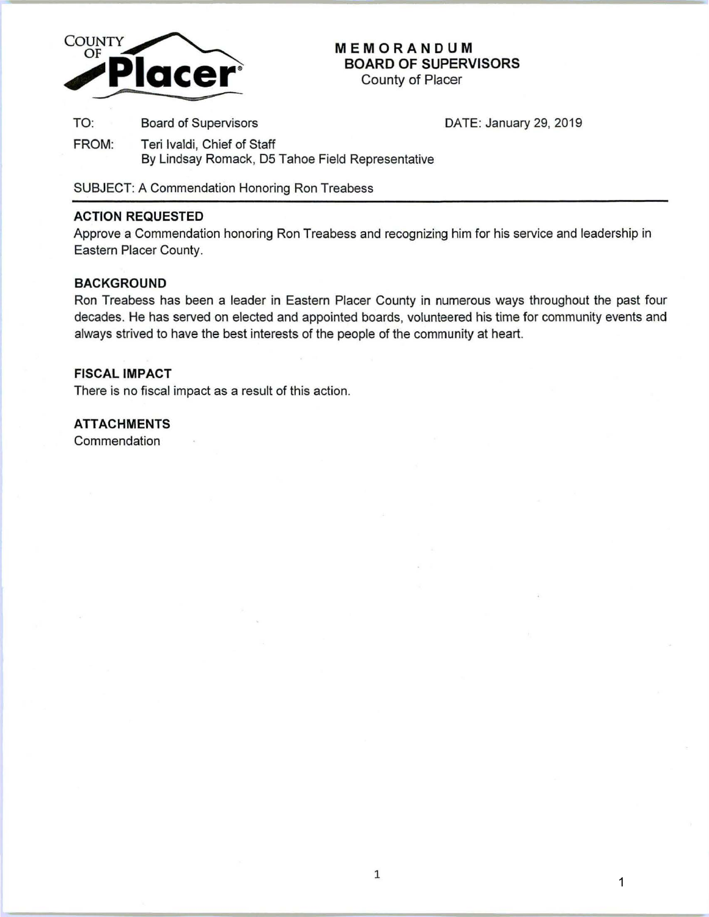COUNTY OF **Placer**

**MEMORANDUM**
**BOARD OF SUPERVISORS**
County of Placer

TO: Board of Supervisors

DATE: January 29, 2019

FROM: Teri Ivaldi, Chief of Staff
By Lindsay Romack, D5 Tahoe Field Representative

SUBJECT: A Commendation Honoring Ron Treabess

---

### ACTION REQUESTED

Approve a Commendation honoring Ron Treabess and recognizing him for his service and leadership in Eastern Placer County.

### BACKGROUND

Ron Treabess has been a leader in Eastern Placer County in numerous ways throughout the past four decades. He has served on elected and appointed boards, volunteered his time for community events and always strived to have the best interests of the people of the community at heart.

### FISCAL IMPACT

There is no fiscal impact as a result of this action.

### ATTACHMENTS

Commendation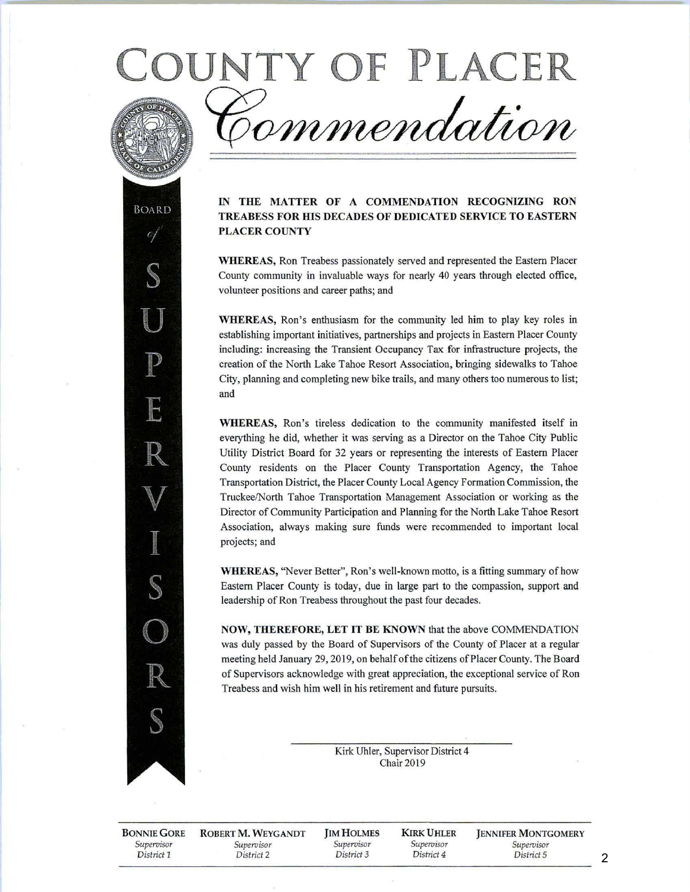# COUNTY OF PLACER

## *Commendation*

BOARD of SUPERVISORS

**IN THE MATTER OF A COMMENDATION RECOGNIZING RON TREABESS FOR HIS DECADES OF DEDICATED SERVICE TO EASTERN PLACER COUNTY**

**WHEREAS,** Ron Treabess passionately served and represented the Eastern Placer County community in invaluable ways for nearly 40 years through elected office, volunteer positions and career paths; and

**WHEREAS,** Ron's enthusiasm for the community led him to play key roles in establishing important initiatives, partnerships and projects in Eastern Placer County including: increasing the Transient Occupancy Tax for infrastructure projects, the creation of the North Lake Tahoe Resort Association, bringing sidewalks to Tahoe City, planning and completing new bike trails, and many others too numerous to list; and

**WHEREAS,** Ron's tireless dedication to the community manifested itself in everything he did, whether it was serving as a Director on the Tahoe City Public Utility District Board for 32 years or representing the interests of Eastern Placer County residents on the Placer County Transportation Agency, the Tahoe Transportation District, the Placer County Local Agency Formation Commission, the Truckee/North Tahoe Transportation Management Association or working as the Director of Community Participation and Planning for the North Lake Tahoe Resort Association, always making sure funds were recommended to important local projects; and

**WHEREAS,** "Never Better", Ron's well-known motto, is a fitting summary of how Eastern Placer County is today, due in large part to the compassion, support and leadership of Ron Treabess throughout the past four decades.

**NOW, THEREFORE, LET IT BE KNOWN** that the above COMMENDATION was duly passed by the Board of Supervisors of the County of Placer at a regular meeting held January 29, 2019, on behalf of the citizens of Placer County. The Board of Supervisors acknowledge with great appreciation, the exceptional service of Ron Treabess and wish him well in his retirement and future pursuits.

Kirk Uhler, Supervisor District 4
Chair 2019

| | | | | |
|---|---|---|---|---|
| **BONNIE GORE**<br>*Supervisor*<br>*District 1* | **ROBERT M. WEYGANDT**<br>*Supervisor*<br>*District 2* | **JIM HOLMES**<br>*Supervisor*<br>*District 3* | **KIRK UHLER**<br>*Supervisor*<br>*District 4* | **JENNIFER MONTGOMERY**<br>*Supervisor*<br>*District 5* |